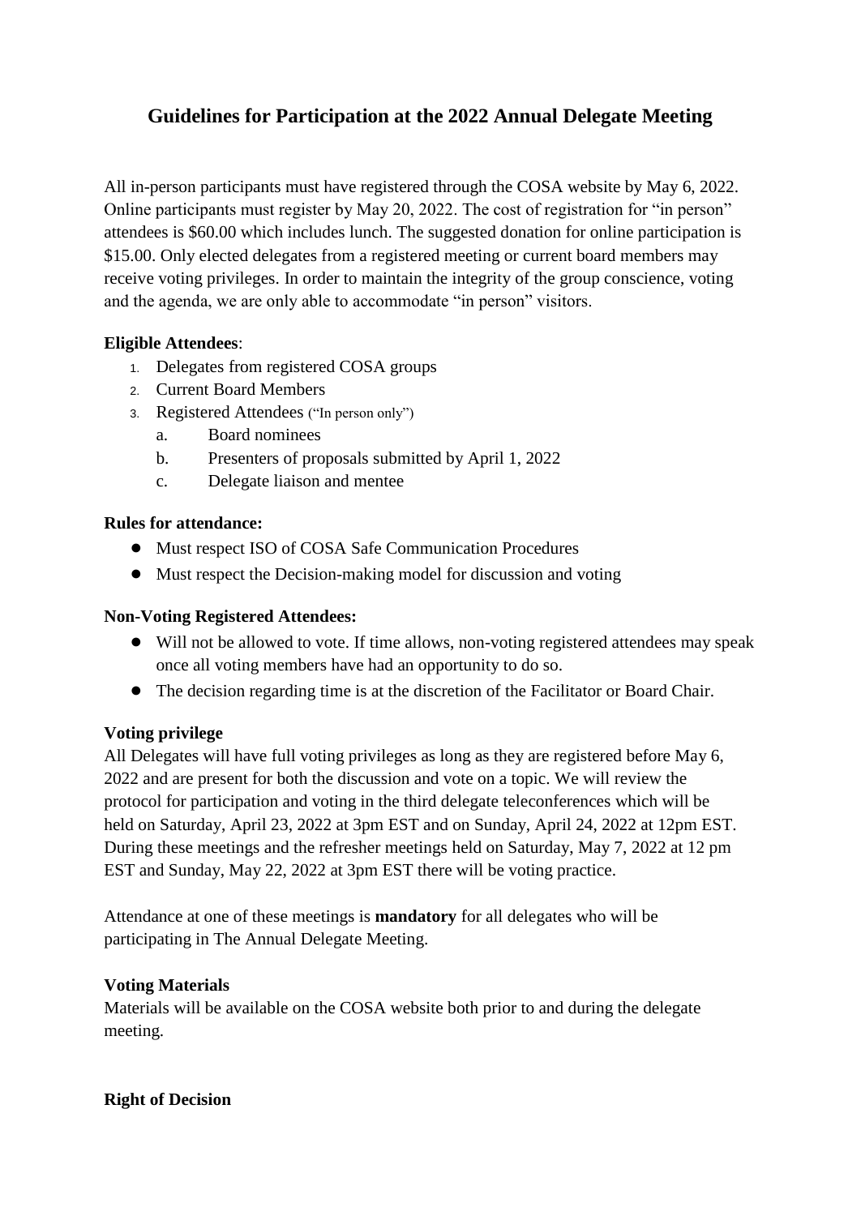# Guidelines for Participation at the 2022 Annual Delegate Meeting

All in-person participants must have registered through the COSA website by May 6, 2022. Online participants must register by May 20, 2022. The cost of registration for "in person" attendees is $60.00 which includes lunch. The suggested donation for online participation is $15.00. Only elected delegates from a registered meeting or current board members may receive voting privileges. In order to maintain the integrity of the group conscience, voting and the agenda, we are only able to accommodate "in person" visitors.

**Eligible Attendees**:

1. Delegates from registered COSA groups
2. Current Board Members
3. Registered Attendees ("In person only")
   a. Board nominees
   b. Presenters of proposals submitted by April 1, 2022
   c. Delegate liaison and mentee

**Rules for attendance:**

- Must respect ISO of COSA Safe Communication Procedures
- Must respect the Decision-making model for discussion and voting

**Non-Voting Registered Attendees:**

- Will not be allowed to vote. If time allows, non-voting registered attendees may speak once all voting members have had an opportunity to do so.
- The decision regarding time is at the discretion of the Facilitator or Board Chair.

**Voting privilege**

All Delegates will have full voting privileges as long as they are registered before May 6, 2022 and are present for both the discussion and vote on a topic. We will review the protocol for participation and voting in the third delegate teleconferences which will be held on Saturday, April 23, 2022 at 3pm EST and on Sunday, April 24, 2022 at 12pm EST. During these meetings and the refresher meetings held on Saturday, May 7, 2022 at 12 pm EST and Sunday, May 22, 2022 at 3pm EST there will be voting practice.

Attendance at one of these meetings is **mandatory** for all delegates who will be participating in The Annual Delegate Meeting.

**Voting Materials**

Materials will be available on the COSA website both prior to and during the delegate meeting.

**Right of Decision**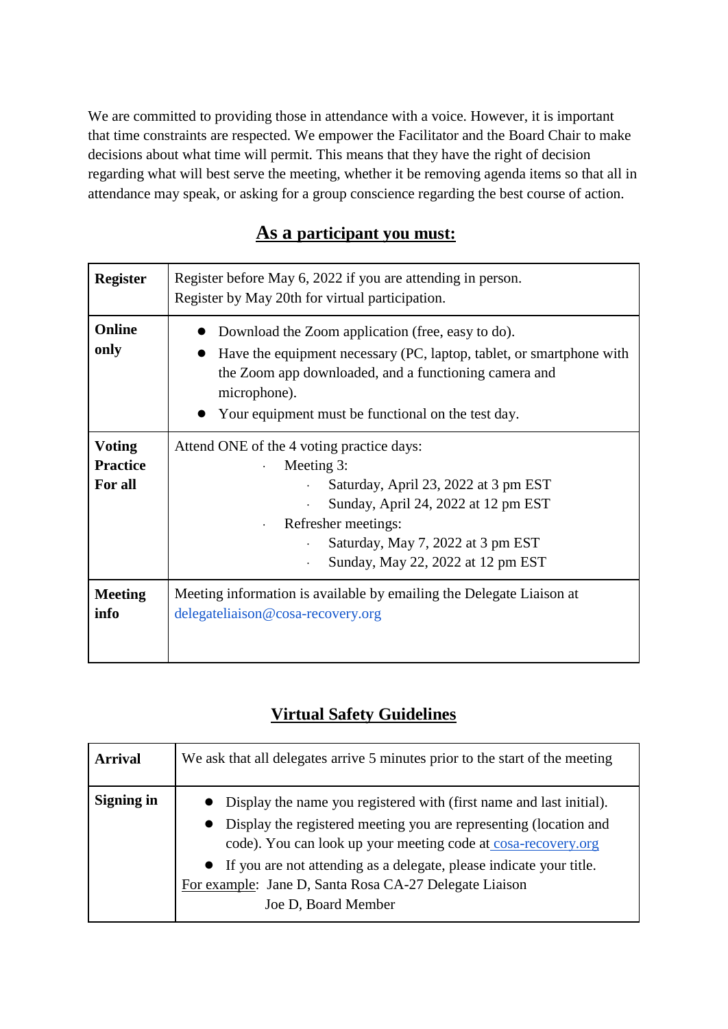We are committed to providing those in attendance with a voice. However, it is important that time constraints are respected. We empower the Facilitator and the Board Chair to make decisions about what time will permit. This means that they have the right of decision regarding what will best serve the meeting, whether it be removing agenda items so that all in attendance may speak, or asking for a group conscience regarding the best course of action.

## As a participant you must:

| | |
|---|---|
| **Register** | Register before May 6, 2022 if you are attending in person.<br>Register by May 20th for virtual participation. |
| **Online only** | ● Download the Zoom application (free, easy to do).<br>● Have the equipment necessary (PC, laptop, tablet, or smartphone with the Zoom app downloaded, and a functioning camera and microphone).<br>● Your equipment must be functional on the test day. |
| **Voting Practice For all** | Attend ONE of the 4 voting practice days:<br>· Meeting 3:<br>&nbsp;&nbsp;&nbsp;&nbsp;· Saturday, April 23, 2022 at 3 pm EST<br>&nbsp;&nbsp;&nbsp;&nbsp;· Sunday, April 24, 2022 at 12 pm EST<br>· Refresher meetings:<br>&nbsp;&nbsp;&nbsp;&nbsp;· Saturday, May 7, 2022 at 3 pm EST<br>&nbsp;&nbsp;&nbsp;&nbsp;· Sunday, May 22, 2022 at 12 pm EST |
| **Meeting info** | Meeting information is available by emailing the Delegate Liaison at delegateliaison@cosa-recovery.org |

## Virtual Safety Guidelines

| | |
|---|---|
| **Arrival** | We ask that all delegates arrive 5 minutes prior to the start of the meeting |
| **Signing in** | ● Display the name you registered with (first name and last initial).<br>● Display the registered meeting you are representing (location and code). You can look up your meeting code at cosa-recovery.org<br>● If you are not attending as a delegate, please indicate your title.<br>For example: Jane D, Santa Rosa CA-27 Delegate Liaison<br>Joe D, Board Member |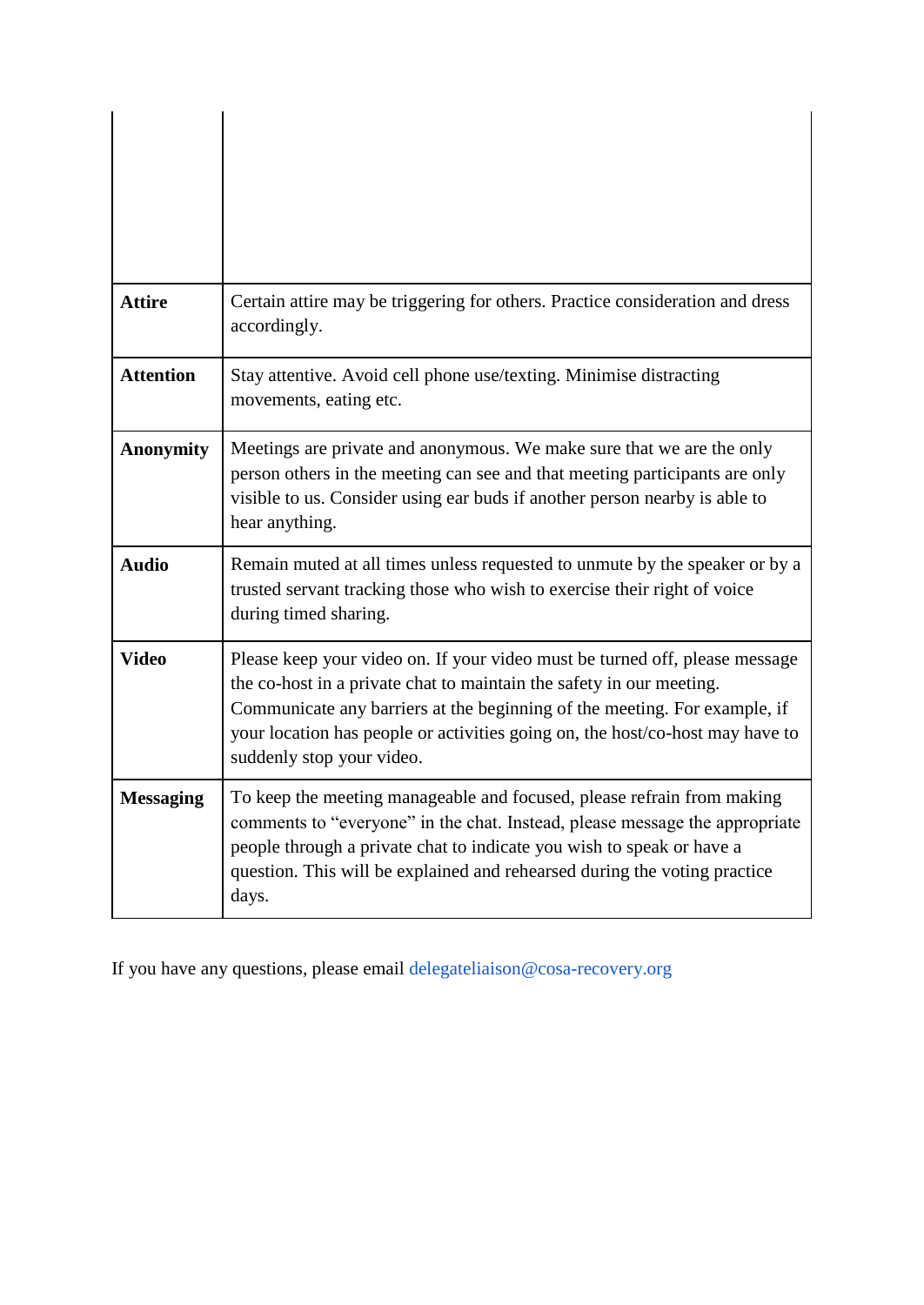| | |
|---|---|
| | |
| **Attire** | Certain attire may be triggering for others. Practice consideration and dress accordingly. |
| **Attention** | Stay attentive. Avoid cell phone use/texting. Minimise distracting movements, eating etc. |
| **Anonymity** | Meetings are private and anonymous. We make sure that we are the only person others in the meeting can see and that meeting participants are only visible to us. Consider using ear buds if another person nearby is able to hear anything. |
| **Audio** | Remain muted at all times unless requested to unmute by the speaker or by a trusted servant tracking those who wish to exercise their right of voice during timed sharing. |
| **Video** | Please keep your video on. If your video must be turned off, please message the co-host in a private chat to maintain the safety in our meeting. Communicate any barriers at the beginning of the meeting. For example, if your location has people or activities going on, the host/co-host may have to suddenly stop your video. |
| **Messaging** | To keep the meeting manageable and focused, please refrain from making comments to "everyone" in the chat. Instead, please message the appropriate people through a private chat to indicate you wish to speak or have a question. This will be explained and rehearsed during the voting practice days. |

If you have any questions, please email delegateliaison@cosa-recovery.org